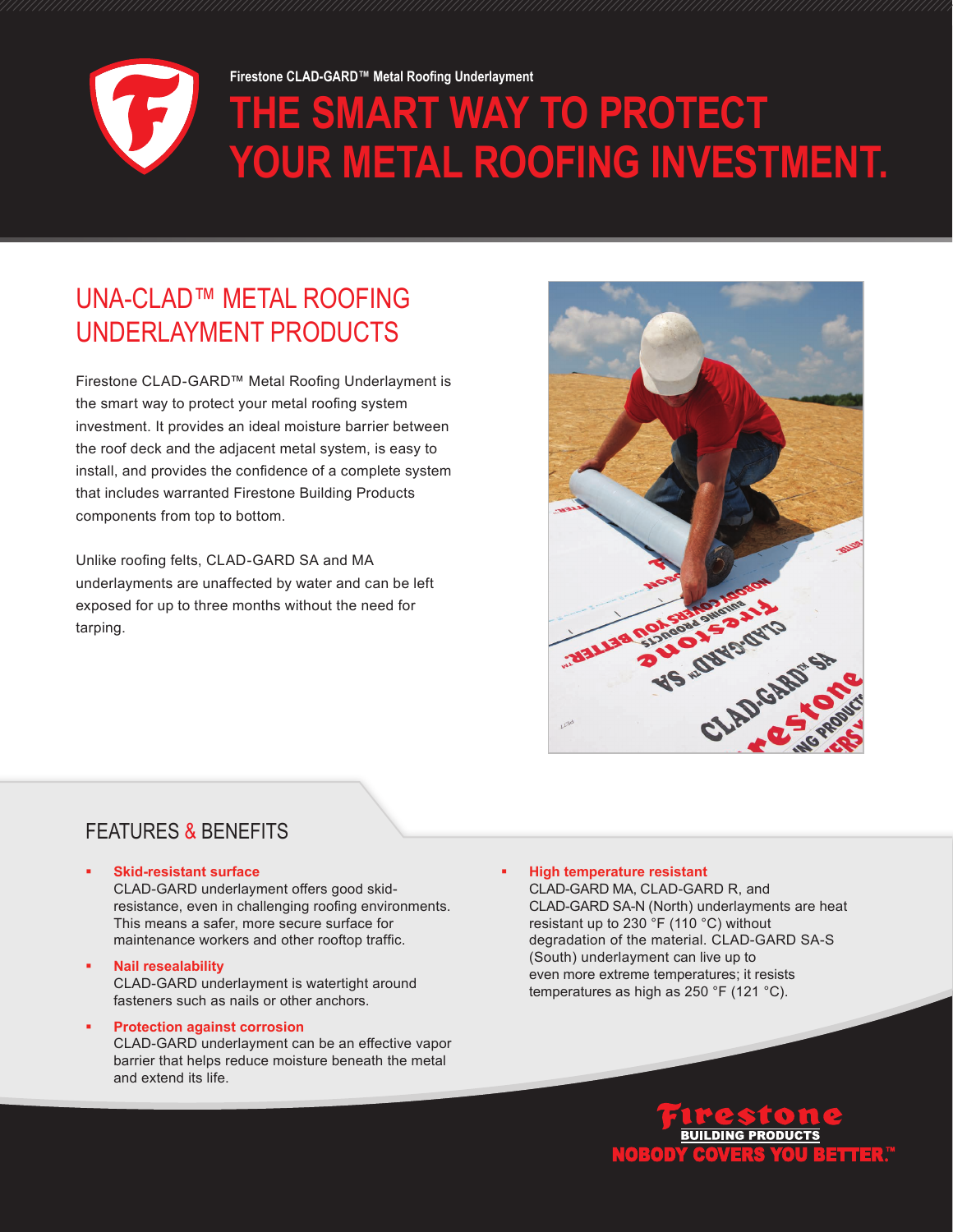Firestone CLAD-GARD™ Metal Roofing Underlayment

# THE SMART WAY TO PROTECT YOUR METAL ROOFING INVESTMENT.

## UNA-CLAD™ METAL ROOFING UNDERLAYMENT PRODUCTS

Firestone CLAD-GARD™ Metal Roofing Underlayment is the smart way to protect your metal roofing system investment. It provides an ideal moisture barrier between the roof deck and the adjacent metal system, is easy to install, and provides the confidence of a complete system that includes warranted Firestone Building Products components from top to bottom.

Unlike roofing felts, CLAD-GARD SA and MA underlayments are unaffected by water and can be left exposed for up to three months without the need for tarping.

## FEATURES & BENEFITS

- **Skid-resistant surface**
  CLAD-GARD underlayment offers good skid-resistance, even in challenging roofing environments. This means a safer, more secure surface for maintenance workers and other rooftop traffic.
- **Nail resealability**
  CLAD-GARD underlayment is watertight around fasteners such as nails or other anchors.
- **Protection against corrosion**
  CLAD-GARD underlayment can be an effective vapor barrier that helps reduce moisture beneath the metal and extend its life.
- **High temperature resistant**
  CLAD-GARD MA, CLAD-GARD R, and CLAD-GARD SA-N (North) underlayments are heat resistant up to 230 °F (110 °C) without degradation of the material. CLAD-GARD SA-S (South) underlayment can live up to even more extreme temperatures; it resists temperatures as high as 250 °F (121 °C).

Firestone BUILDING PRODUCTS
NOBODY COVERS YOU BETTER.™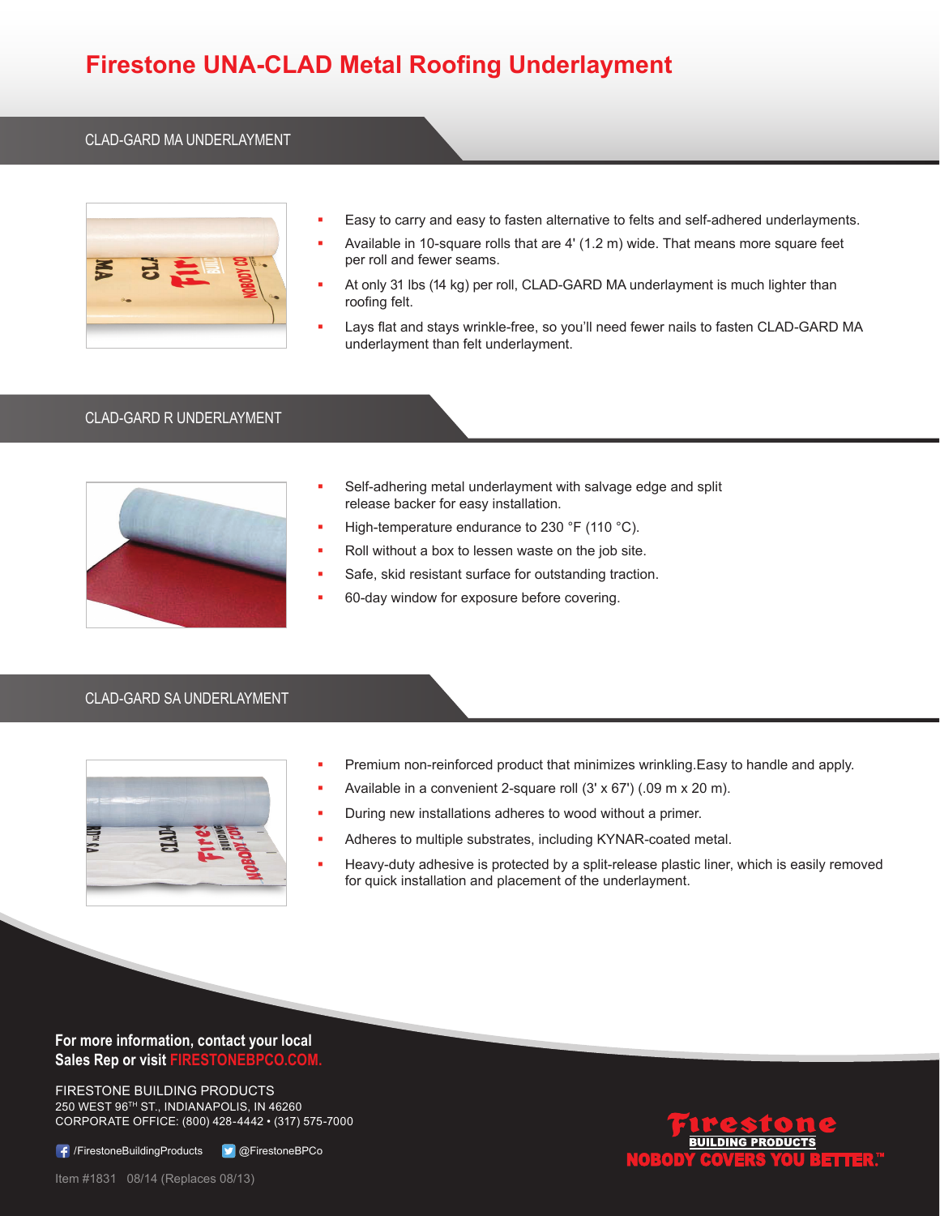# Firestone UNA-CLAD Metal Roofing Underlayment

## CLAD-GARD MA UNDERLAYMENT

- Easy to carry and easy to fasten alternative to felts and self-adhered underlayments.
- Available in 10-square rolls that are 4' (1.2 m) wide. That means more square feet per roll and fewer seams.
- At only 31 lbs (14 kg) per roll, CLAD-GARD MA underlayment is much lighter than roofing felt.
- Lays flat and stays wrinkle-free, so you'll need fewer nails to fasten CLAD-GARD MA underlayment than felt underlayment.

## CLAD-GARD R UNDERLAYMENT

- Self-adhering metal underlayment with salvage edge and split release backer for easy installation.
- High-temperature endurance to 230 °F (110 °C).
- Roll without a box to lessen waste on the job site.
- Safe, skid resistant surface for outstanding traction.
- 60-day window for exposure before covering.

## CLAD-GARD SA UNDERLAYMENT

- Premium non-reinforced product that minimizes wrinkling.Easy to handle and apply.
- Available in a convenient 2-square roll (3' x 67') (.09 m x 20 m).
- During new installations adheres to wood without a primer.
- Adheres to multiple substrates, including KYNAR-coated metal.
- Heavy-duty adhesive is protected by a split-release plastic liner, which is easily removed for quick installation and placement of the underlayment.

**For more information, contact your local Sales Rep or visit FIRESTONEBPCO.COM.**

FIRESTONE BUILDING PRODUCTS
250 WEST 96TH ST., INDIANAPOLIS, IN 46260
CORPORATE OFFICE: (800) 428-4442 • (317) 575-7000

/FirestoneBuildingProducts @FirestoneBPCo

Item #1831 08/14 (Replaces 08/13)

Firestone
BUILDING PRODUCTS
NOBODY COVERS YOU BETTER.™